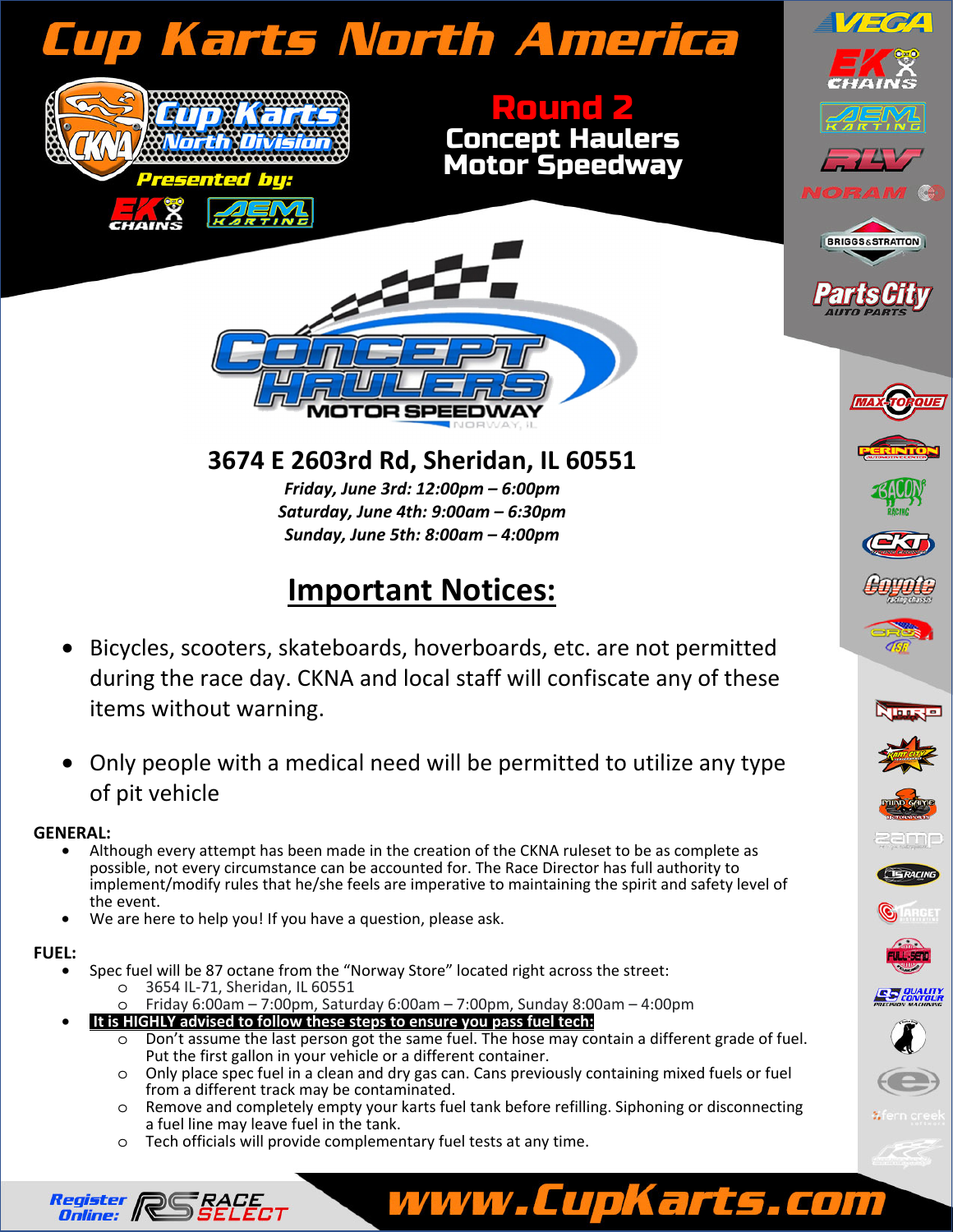# Cup Karts North America

Cup Karts North Division

Presented by: EK Chains, AEM Karting

## Round 2
## Concept Haulers Motor Speedway

Concept Haulers Motor Speedway — Norway, IL

### 3674 E 2603rd Rd, Sheridan, IL 60551

*Friday, June 3rd: 12:00pm – 6:00pm*
*Saturday, June 4th: 9:00am – 6:30pm*
*Sunday, June 5th: 8:00am – 4:00pm*

## Important Notices:

- Bicycles, scooters, skateboards, hoverboards, etc. are not permitted during the race day. CKNA and local staff will confiscate any of these items without warning.
- Only people with a medical need will be permitted to utilize any type of pit vehicle

**GENERAL:**

- Although every attempt has been made in the creation of the CKNA ruleset to be as complete as possible, not every circumstance can be accounted for. The Race Director has full authority to implement/modify rules that he/she feels are imperative to maintaining the spirit and safety level of the event.
- We are here to help you! If you have a question, please ask.

**FUEL:**

- Spec fuel will be 87 octane from the "Norway Store" located right across the street:
  - 3654 IL-71, Sheridan, IL 60551
  - Friday 6:00am – 7:00pm, Saturday 6:00am – 7:00pm, Sunday 8:00am – 4:00pm
- **It is HIGHLY advised to follow these steps to ensure you pass fuel tech:**
  - Don't assume the last person got the same fuel. The hose may contain a different grade of fuel. Put the first gallon in your vehicle or a different container.
  - Only place spec fuel in a clean and dry gas can. Cans previously containing mixed fuels or fuel from a different track may be contaminated.
  - Remove and completely empty your karts fuel tank before refilling. Siphoning or disconnecting a fuel line may leave fuel in the tank.
  - Tech officials will provide complementary fuel tests at any time.

Register Online: Race Select

**www.CupKarts.com**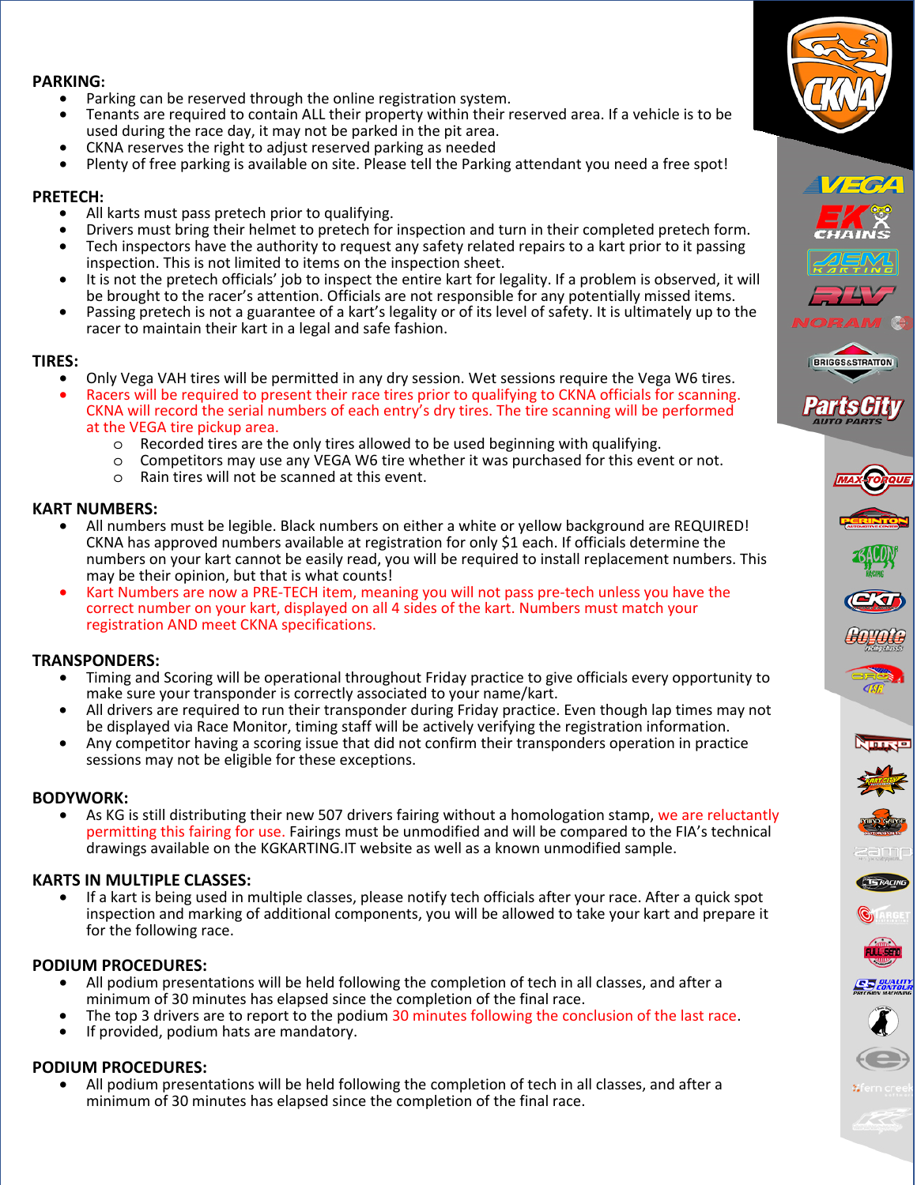## PARKING:

- Parking can be reserved through the online registration system.
- Tenants are required to contain ALL their property within their reserved area. If a vehicle is to be used during the race day, it may not be parked in the pit area.
- CKNA reserves the right to adjust reserved parking as needed
- Plenty of free parking is available on site. Please tell the Parking attendant you need a free spot!

## PRETECH:

- All karts must pass pretech prior to qualifying.
- Drivers must bring their helmet to pretech for inspection and turn in their completed pretech form.
- Tech inspectors have the authority to request any safety related repairs to a kart prior to it passing inspection. This is not limited to items on the inspection sheet.
- It is not the pretech officials' job to inspect the entire kart for legality. If a problem is observed, it will be brought to the racer's attention. Officials are not responsible for any potentially missed items.
- Passing pretech is not a guarantee of a kart's legality or of its level of safety. It is ultimately up to the racer to maintain their kart in a legal and safe fashion.

## TIRES:

- Only Vega VAH tires will be permitted in any dry session. Wet sessions require the Vega W6 tires.
- Racers will be required to present their race tires prior to qualifying to CKNA officials for scanning. CKNA will record the serial numbers of each entry's dry tires. The tire scanning will be performed at the VEGA tire pickup area.
  - Recorded tires are the only tires allowed to be used beginning with qualifying.
  - Competitors may use any VEGA W6 tire whether it was purchased for this event or not.
  - Rain tires will not be scanned at this event.

## KART NUMBERS:

- All numbers must be legible. Black numbers on either a white or yellow background are REQUIRED! CKNA has approved numbers available at registration for only $1 each. If officials determine the numbers on your kart cannot be easily read, you will be required to install replacement numbers. This may be their opinion, but that is what counts!
- Kart Numbers are now a PRE-TECH item, meaning you will not pass pre-tech unless you have the correct number on your kart, displayed on all 4 sides of the kart. Numbers must match your registration AND meet CKNA specifications.

## TRANSPONDERS:

- Timing and Scoring will be operational throughout Friday practice to give officials every opportunity to make sure your transponder is correctly associated to your name/kart.
- All drivers are required to run their transponder during Friday practice. Even though lap times may not be displayed via Race Monitor, timing staff will be actively verifying the registration information.
- Any competitor having a scoring issue that did not confirm their transponders operation in practice sessions may not be eligible for these exceptions.

## BODYWORK:

- As KG is still distributing their new 507 drivers fairing without a homologation stamp, we are reluctantly permitting this fairing for use. Fairings must be unmodified and will be compared to the FIA's technical drawings available on the KGKARTING.IT website as well as a known unmodified sample.

## KARTS IN MULTIPLE CLASSES:

- If a kart is being used in multiple classes, please notify tech officials after your race. After a quick spot inspection and marking of additional components, you will be allowed to take your kart and prepare it for the following race.

## PODIUM PROCEDURES:

- All podium presentations will be held following the completion of tech in all classes, and after a minimum of 30 minutes has elapsed since the completion of the final race.
- The top 3 drivers are to report to the podium 30 minutes following the conclusion of the last race.
- If provided, podium hats are mandatory.

## PODIUM PROCEDURES:

- All podium presentations will be held following the completion of tech in all classes, and after a minimum of 30 minutes has elapsed since the completion of the final race.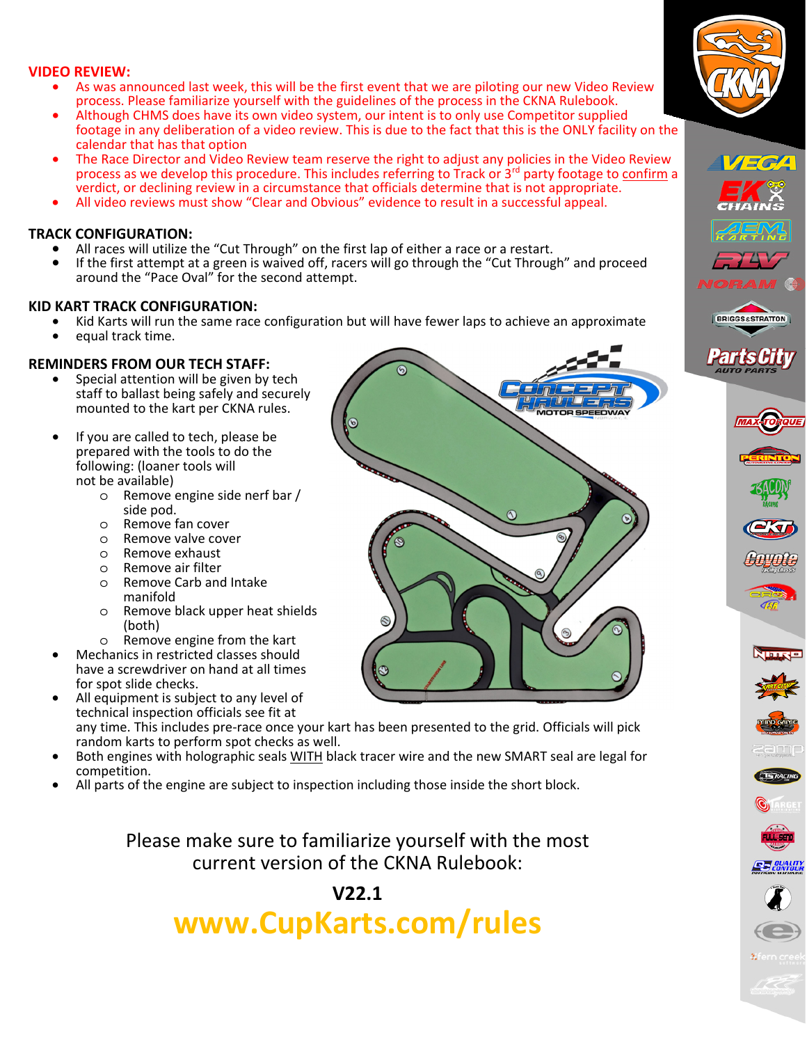## VIDEO REVIEW:

- As was announced last week, this will be the first event that we are piloting our new Video Review process. Please familiarize yourself with the guidelines of the process in the CKNA Rulebook.
- Although CHMS does have its own video system, our intent is to only use Competitor supplied footage in any deliberation of a video review. This is due to the fact that this is the ONLY facility on the calendar that has that option
- The Race Director and Video Review team reserve the right to adjust any policies in the Video Review process as we develop this procedure. This includes referring to Track or 3rd party footage to confirm a verdict, or declining review in a circumstance that officials determine that is not appropriate.
- All video reviews must show "Clear and Obvious" evidence to result in a successful appeal.

## TRACK CONFIGURATION:

- All races will utilize the "Cut Through" on the first lap of either a race or a restart.
- If the first attempt at a green is waived off, racers will go through the "Cut Through" and proceed around the "Pace Oval" for the second attempt.

## KID KART TRACK CONFIGURATION:

- Kid Karts will run the same race configuration but will have fewer laps to achieve an approximate
- equal track time.

## REMINDERS FROM OUR TECH STAFF:

- Special attention will be given by tech staff to ballast being safely and securely mounted to the kart per CKNA rules.
- If you are called to tech, please be prepared with the tools to do the following: (loaner tools will not be available)
  - Remove engine side nerf bar / side pod.
  - Remove fan cover
  - Remove valve cover
  - Remove exhaust
  - Remove air filter
  - Remove Carb and Intake manifold
  - Remove black upper heat shields (both)
  - Remove engine from the kart
- Mechanics in restricted classes should have a screwdriver on hand at all times for spot slide checks.
- All equipment is subject to any level of technical inspection officials see fit at any time. This includes pre-race once your kart has been presented to the grid. Officials will pick random karts to perform spot checks as well.
- Both engines with holographic seals WITH black tracer wire and the new SMART seal are legal for competition.
- All parts of the engine are subject to inspection including those inside the short block.

Please make sure to familiarize yourself with the most current version of the CKNA Rulebook:

**V22.1**

**www.CupKarts.com/rules**